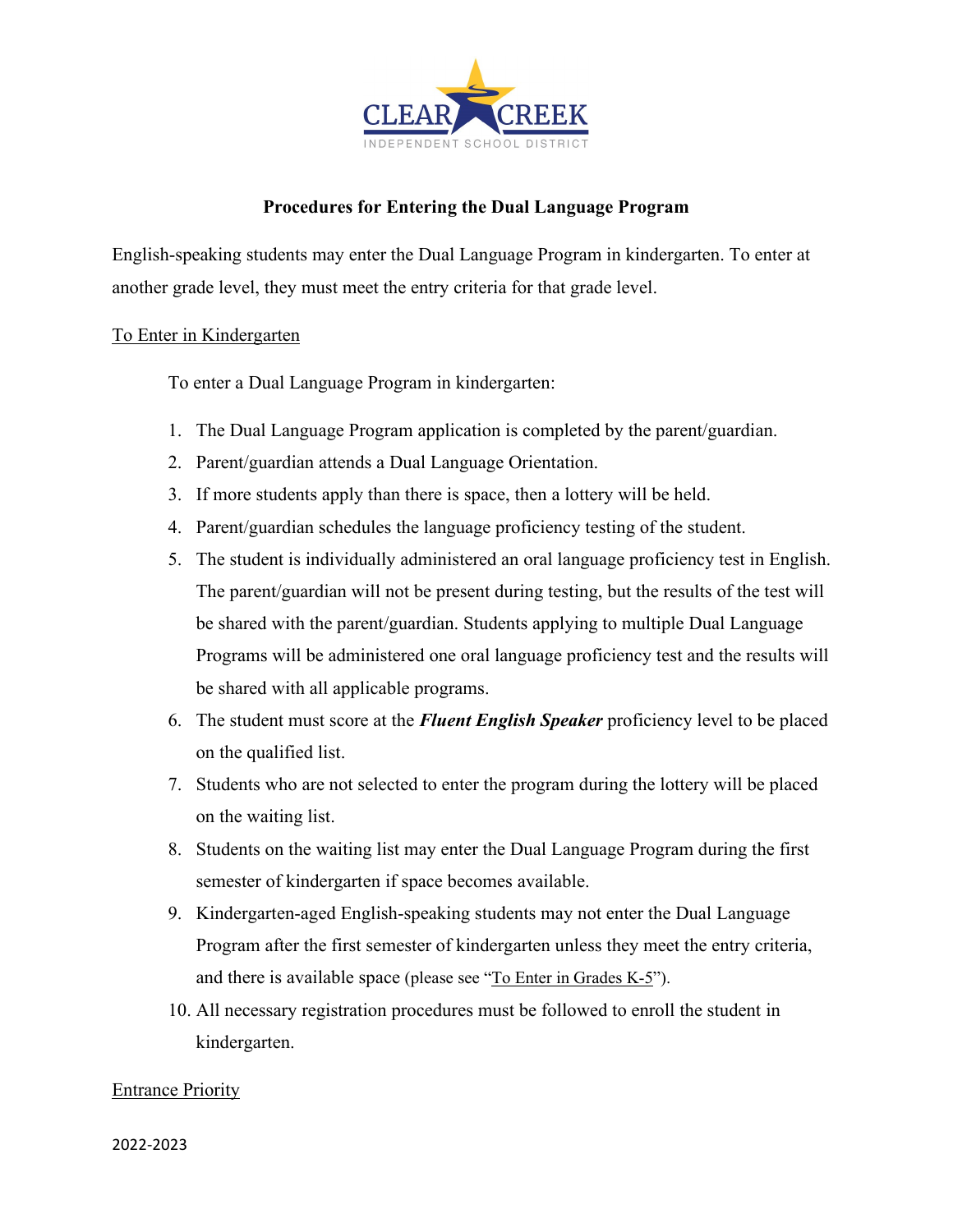CLEAR CREEK

INDEPENDENT SCHOOL DISTRICT

# Procedures for Entering the Dual Language Program

English-speaking students may enter the Dual Language Program in kindergarten. To enter at another grade level, they must meet the entry criteria for that grade level.

## To Enter in Kindergarten

To enter a Dual Language Program in kindergarten:

1. The Dual Language Program application is completed by the parent/guardian.
2. Parent/guardian attends a Dual Language Orientation.
3. If more students apply than there is space, then a lottery will be held.
4. Parent/guardian schedules the language proficiency testing of the student.
5. The student is individually administered an oral language proficiency test in English. The parent/guardian will not be present during testing, but the results of the test will be shared with the parent/guardian. Students applying to multiple Dual Language Programs will be administered one oral language proficiency test and the results will be shared with all applicable programs.
6. The student must score at the ***Fluent English Speaker*** proficiency level to be placed on the qualified list.
7. Students who are not selected to enter the program during the lottery will be placed on the waiting list.
8. Students on the waiting list may enter the Dual Language Program during the first semester of kindergarten if space becomes available.
9. Kindergarten-aged English-speaking students may not enter the Dual Language Program after the first semester of kindergarten unless they meet the entry criteria, and there is available space (please see "To Enter in Grades K-5").
10. All necessary registration procedures must be followed to enroll the student in kindergarten.

## Entrance Priority

2022-2023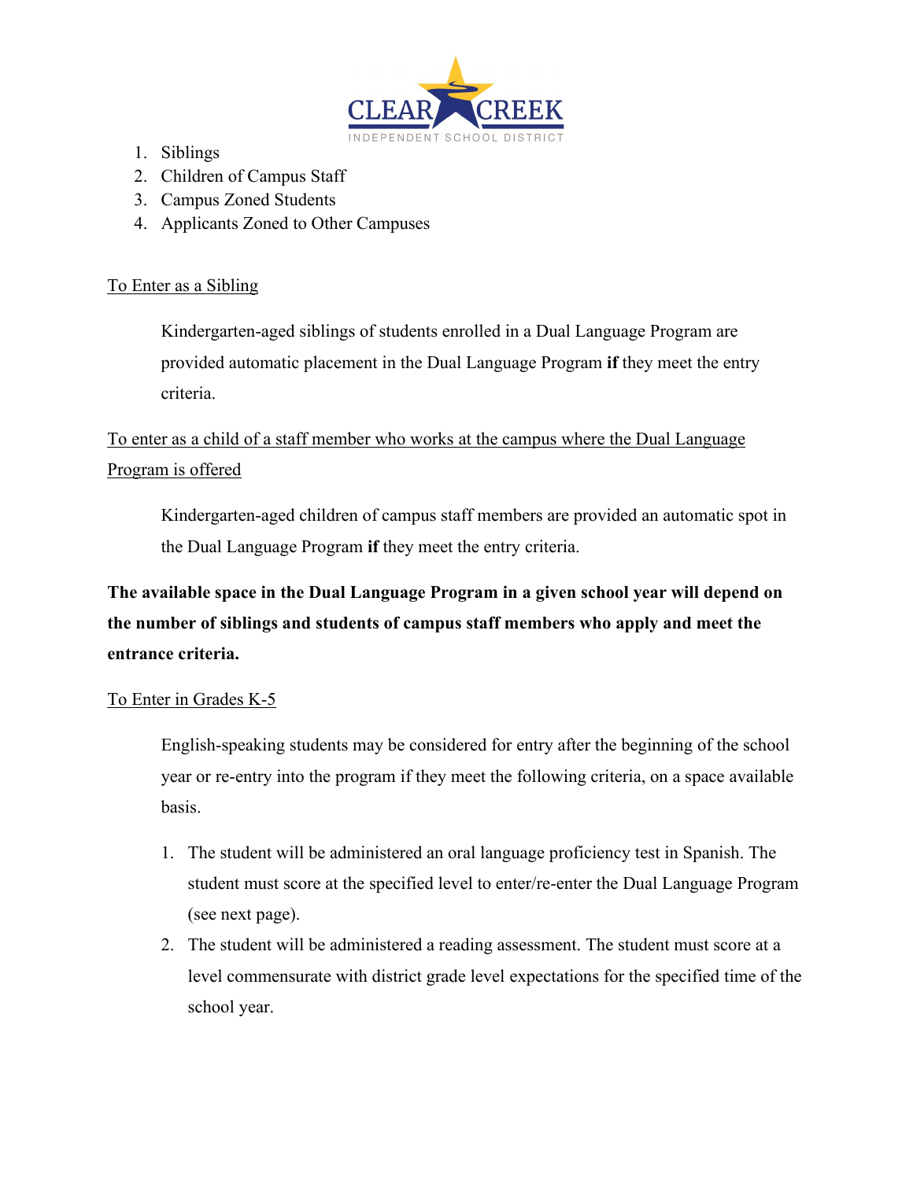1. Siblings
2. Children of Campus Staff
3. Campus Zoned Students
4. Applicants Zoned to Other Campuses

To Enter as a Sibling

Kindergarten-aged siblings of students enrolled in a Dual Language Program are provided automatic placement in the Dual Language Program **if** they meet the entry criteria.

To enter as a child of a staff member who works at the campus where the Dual Language Program is offered

Kindergarten-aged children of campus staff members are provided an automatic spot in the Dual Language Program **if** they meet the entry criteria.

**The available space in the Dual Language Program in a given school year will depend on the number of siblings and students of campus staff members who apply and meet the entrance criteria.**

To Enter in Grades K-5

English-speaking students may be considered for entry after the beginning of the school year or re-entry into the program if they meet the following criteria, on a space available basis.

1. The student will be administered an oral language proficiency test in Spanish. The student must score at the specified level to enter/re-enter the Dual Language Program (see next page).
2. The student will be administered a reading assessment. The student must score at a level commensurate with district grade level expectations for the specified time of the school year.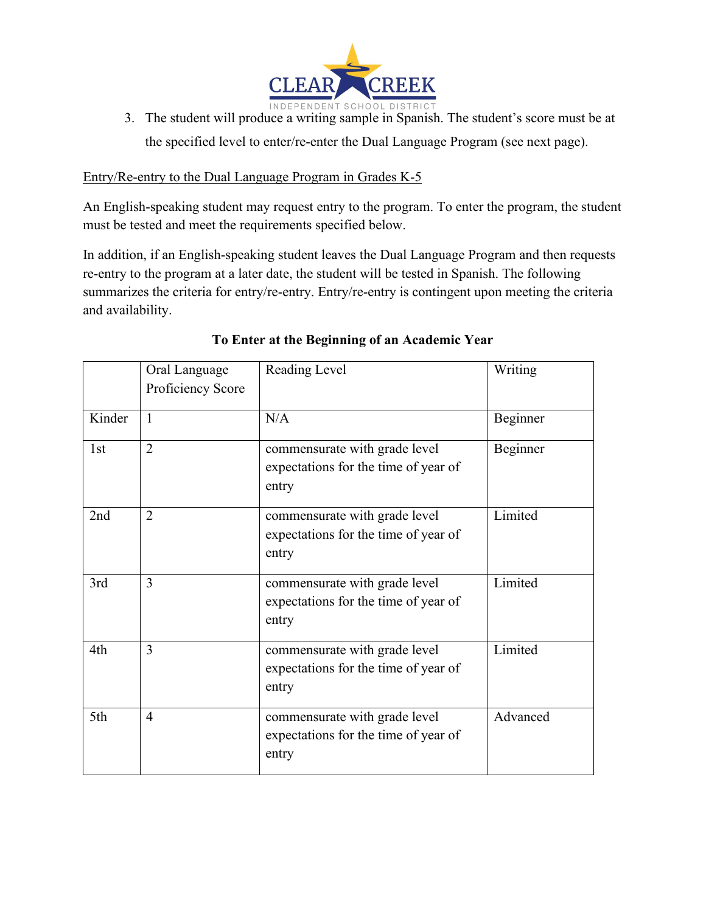3. The student will produce a writing sample in Spanish. The student's score must be at the specified level to enter/re-enter the Dual Language Program (see next page).

Entry/Re-entry to the Dual Language Program in Grades K-5

An English-speaking student may request entry to the program. To enter the program, the student must be tested and meet the requirements specified below.

In addition, if an English-speaking student leaves the Dual Language Program and then requests re-entry to the program at a later date, the student will be tested in Spanish. The following summarizes the criteria for entry/re-entry. Entry/re-entry is contingent upon meeting the criteria and availability.

**To Enter at the Beginning of an Academic Year**

| | Oral Language Proficiency Score | Reading Level | Writing |
|---|---|---|---|
| Kinder | 1 | N/A | Beginner |
| 1st | 2 | commensurate with grade level expectations for the time of year of entry | Beginner |
| 2nd | 2 | commensurate with grade level expectations for the time of year of entry | Limited |
| 3rd | 3 | commensurate with grade level expectations for the time of year of entry | Limited |
| 4th | 3 | commensurate with grade level expectations for the time of year of entry | Limited |
| 5th | 4 | commensurate with grade level expectations for the time of year of entry | Advanced |